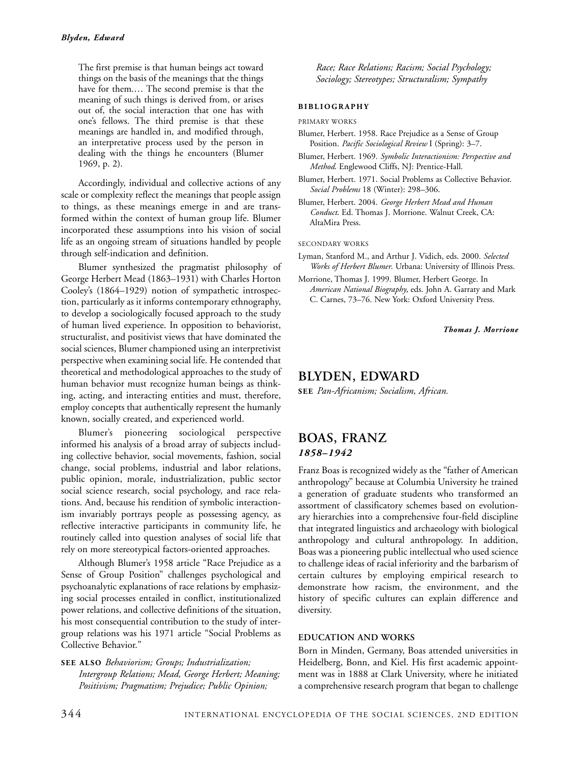> The first premise is that human beings act toward things on the basis of the meanings that the things have for them.… The second premise is that the meaning of such things is derived from, or arises out of, the social interaction that one has with one's fellows. The third premise is that these meanings are handled in, and modified through, an interpretative process used by the person in dealing with the things he encounters (Blumer 1969, p. 2).

Accordingly, individual and collective actions of any scale or complexity reflect the meanings that people assign to things, as these meanings emerge in and are transformed within the context of human group life. Blumer incorporated these assumptions into his vision of social life as an ongoing stream of situations handled by people through self-indication and definition.

Blumer synthesized the pragmatist philosophy of George Herbert Mead (1863–1931) with Charles Horton Cooley's (1864–1929) notion of sympathetic introspection, particularly as it informs contemporary ethnography, to develop a sociologically focused approach to the study of human lived experience. In opposition to behaviorist, structuralist, and positivist views that have dominated the social sciences, Blumer championed using an interpretivist perspective when examining social life. He contended that theoretical and methodological approaches to the study of human behavior must recognize human beings as thinking, acting, and interacting entities and must, therefore, employ concepts that authentically represent the humanly known, socially created, and experienced world.

Blumer's pioneering sociological perspective informed his analysis of a broad array of subjects including collective behavior, social movements, fashion, social change, social problems, industrial and labor relations, public opinion, morale, industrialization, public sector social science research, social psychology, and race relations. And, because his rendition of symbolic interactionism invariably portrays people as possessing agency, as reflective interactive participants in community life, he routinely called into question analyses of social life that rely on more stereotypical factors-oriented approaches.

Although Blumer's 1958 article "Race Prejudice as a Sense of Group Position" challenges psychological and psychoanalytic explanations of race relations by emphasizing social processes entailed in conflict, institutionalized power relations, and collective definitions of the situation, his most consequential contribution to the study of intergroup relations was his 1971 article "Social Problems as Collective Behavior."

**SEE ALSO** *Behaviorism; Groups; Industrialization; Intergroup Relations; Mead, George Herbert; Meaning; Positivism; Pragmatism; Prejudice; Public Opinion; Race; Race Relations; Racism; Social Psychology; Sociology; Stereotypes; Structuralism; Sympathy*

#### BIBLIOGRAPHY

PRIMARY WORKS

Blumer, Herbert. 1958. Race Prejudice as a Sense of Group Position. *Pacific Sociological Review* I (Spring): 3–7.

Blumer, Herbert. 1969. *Symbolic Interactionism: Perspective and Method*. Englewood Cliffs, NJ: Prentice-Hall.

Blumer, Herbert. 1971. Social Problems as Collective Behavior. *Social Problems* 18 (Winter): 298–306.

Blumer, Herbert. 2004. *George Herbert Mead and Human Conduct*. Ed. Thomas J. Morrione. Walnut Creek, CA: AltaMira Press.

SECONDARY WORKS

Lyman, Stanford M., and Arthur J. Vidich, eds. 2000. *Selected Works of Herbert Blumer*. Urbana: University of Illinois Press.

Morrione, Thomas J. 1999. Blumer, Herbert George. In *American National Biography*, eds. John A. Garraty and Mark C. Carnes, 73–76. New York: Oxford University Press.

***Thomas J. Morrione***

## BLYDEN, EDWARD

**SEE** *Pan-Africanism; Socialism, African.*

## BOAS, FRANZ

### *1858–1942*

Franz Boas is recognized widely as the "father of American anthropology" because at Columbia University he trained a generation of graduate students who transformed an assortment of classificatory schemes based on evolutionary hierarchies into a comprehensive four-field discipline that integrated linguistics and archaeology with biological anthropology and cultural anthropology. In addition, Boas was a pioneering public intellectual who used science to challenge ideas of racial inferiority and the barbarism of certain cultures by employing empirical research to demonstrate how racism, the environment, and the history of specific cultures can explain difference and diversity.

#### EDUCATION AND WORKS

Born in Minden, Germany, Boas attended universities in Heidelberg, Bonn, and Kiel. His first academic appointment was in 1888 at Clark University, where he initiated a comprehensive research program that began to challenge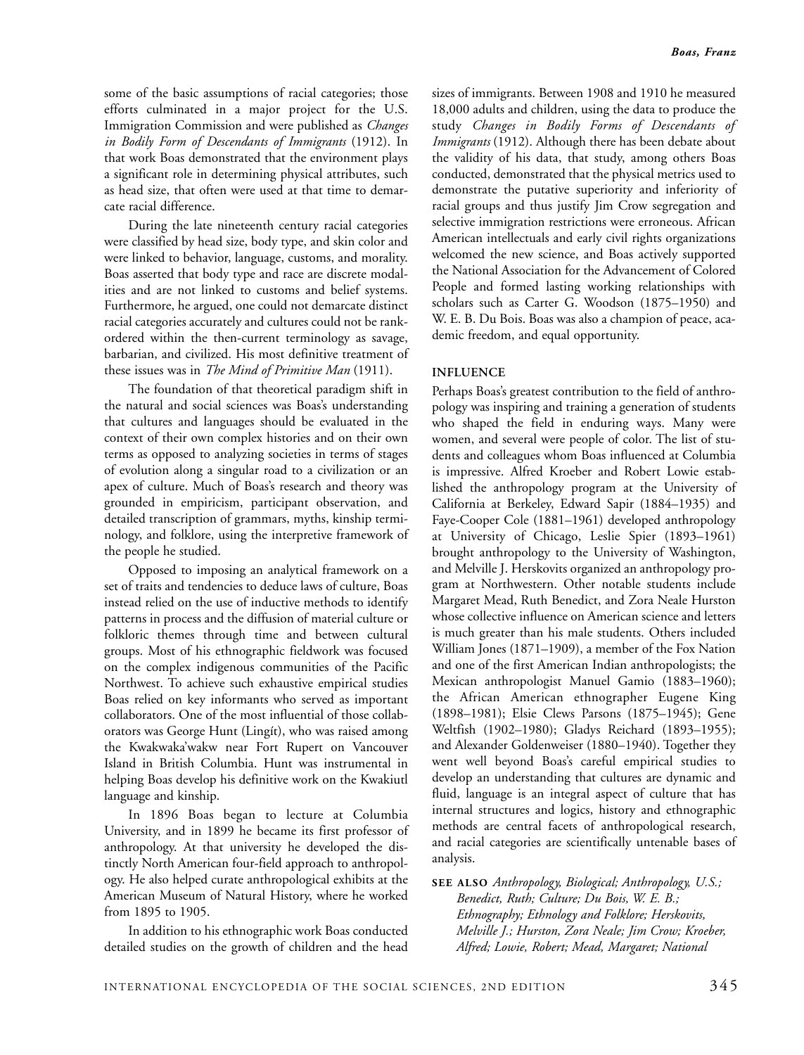some of the basic assumptions of racial categories; those efforts culminated in a major project for the U.S. Immigration Commission and were published as *Changes in Bodily Form of Descendants of Immigrants* (1912). In that work Boas demonstrated that the environment plays a significant role in determining physical attributes, such as head size, that often were used at that time to demarcate racial difference.

During the late nineteenth century racial categories were classified by head size, body type, and skin color and were linked to behavior, language, customs, and morality. Boas asserted that body type and race are discrete modalities and are not linked to customs and belief systems. Furthermore, he argued, one could not demarcate distinct racial categories accurately and cultures could not be rank-ordered within the then-current terminology as savage, barbarian, and civilized. His most definitive treatment of these issues was in *The Mind of Primitive Man* (1911).

The foundation of that theoretical paradigm shift in the natural and social sciences was Boas's understanding that cultures and languages should be evaluated in the context of their own complex histories and on their own terms as opposed to analyzing societies in terms of stages of evolution along a singular road to a civilization or an apex of culture. Much of Boas's research and theory was grounded in empiricism, participant observation, and detailed transcription of grammars, myths, kinship terminology, and folklore, using the interpretive framework of the people he studied.

Opposed to imposing an analytical framework on a set of traits and tendencies to deduce laws of culture, Boas instead relied on the use of inductive methods to identify patterns in process and the diffusion of material culture or folkloric themes through time and between cultural groups. Most of his ethnographic fieldwork was focused on the complex indigenous communities of the Pacific Northwest. To achieve such exhaustive empirical studies Boas relied on key informants who served as important collaborators. One of the most influential of those collaborators was George Hunt (Lingít), who was raised among the Kwakwaka'wakw near Fort Rupert on Vancouver Island in British Columbia. Hunt was instrumental in helping Boas develop his definitive work on the Kwakiutl language and kinship.

In 1896 Boas began to lecture at Columbia University, and in 1899 he became its first professor of anthropology. At that university he developed the distinctly North American four-field approach to anthropology. He also helped curate anthropological exhibits at the American Museum of Natural History, where he worked from 1895 to 1905.

In addition to his ethnographic work Boas conducted detailed studies on the growth of children and the head sizes of immigrants. Between 1908 and 1910 he measured 18,000 adults and children, using the data to produce the study *Changes in Bodily Forms of Descendants of Immigrants* (1912). Although there has been debate about the validity of his data, that study, among others Boas conducted, demonstrated that the physical metrics used to demonstrate the putative superiority and inferiority of racial groups and thus justify Jim Crow segregation and selective immigration restrictions were erroneous. African American intellectuals and early civil rights organizations welcomed the new science, and Boas actively supported the National Association for the Advancement of Colored People and formed lasting working relationships with scholars such as Carter G. Woodson (1875–1950) and W. E. B. Du Bois. Boas was also a champion of peace, academic freedom, and equal opportunity.

## INFLUENCE

Perhaps Boas's greatest contribution to the field of anthropology was inspiring and training a generation of students who shaped the field in enduring ways. Many were women, and several were people of color. The list of students and colleagues whom Boas influenced at Columbia is impressive. Alfred Kroeber and Robert Lowie established the anthropology program at the University of California at Berkeley, Edward Sapir (1884–1935) and Faye-Cooper Cole (1881–1961) developed anthropology at University of Chicago, Leslie Spier (1893–1961) brought anthropology to the University of Washington, and Melville J. Herskovits organized an anthropology program at Northwestern. Other notable students include Margaret Mead, Ruth Benedict, and Zora Neale Hurston whose collective influence on American science and letters is much greater than his male students. Others included William Jones (1871–1909), a member of the Fox Nation and one of the first American Indian anthropologists; the Mexican anthropologist Manuel Gamio (1883–1960); the African American ethnographer Eugene King (1898–1981); Elsie Clews Parsons (1875–1945); Gene Weltfish (1902–1980); Gladys Reichard (1893–1955); and Alexander Goldenweiser (1880–1940). Together they went well beyond Boas's careful empirical studies to develop an understanding that cultures are dynamic and fluid, language is an integral aspect of culture that has internal structures and logics, history and ethnographic methods are central facets of anthropological research, and racial categories are scientifically untenable bases of analysis.

**SEE ALSO** *Anthropology, Biological; Anthropology, U.S.; Benedict, Ruth; Culture; Du Bois, W. E. B.; Ethnography; Ethnology and Folklore; Herskovits, Melville J.; Hurston, Zora Neale; Jim Crow; Kroeber, Alfred; Lowie, Robert; Mead, Margaret; National*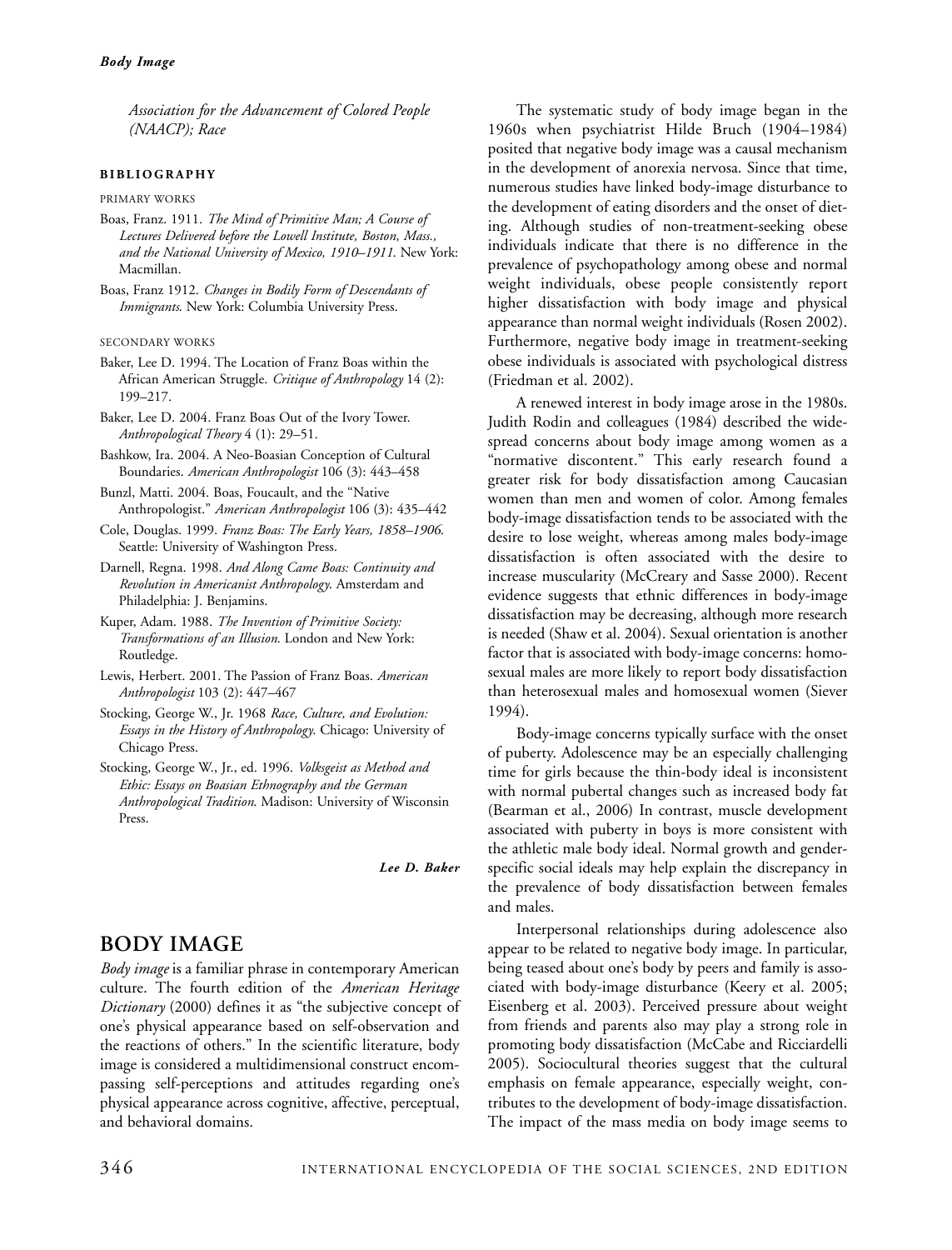*Association for the Advancement of Colored People (NAACP); Race*

### BIBLIOGRAPHY

PRIMARY WORKS

Boas, Franz. 1911. *The Mind of Primitive Man; A Course of Lectures Delivered before the Lowell Institute, Boston, Mass., and the National University of Mexico, 1910–1911*. New York: Macmillan.

Boas, Franz 1912. *Changes in Bodily Form of Descendants of Immigrants*. New York: Columbia University Press.

SECONDARY WORKS

Baker, Lee D. 1994. The Location of Franz Boas within the African American Struggle. *Critique of Anthropology* 14 (2): 199–217.

Baker, Lee D. 2004. Franz Boas Out of the Ivory Tower. *Anthropological Theory* 4 (1): 29–51.

Bashkow, Ira. 2004. A Neo-Boasian Conception of Cultural Boundaries. *American Anthropologist* 106 (3): 443–458

Bunzl, Matti. 2004. Boas, Foucault, and the "Native Anthropologist." *American Anthropologist* 106 (3): 435–442

Cole, Douglas. 1999. *Franz Boas: The Early Years, 1858–1906*. Seattle: University of Washington Press.

Darnell, Regna. 1998. *And Along Came Boas: Continuity and Revolution in Americanist Anthropology*. Amsterdam and Philadelphia: J. Benjamins.

Kuper, Adam. 1988. *The Invention of Primitive Society: Transformations of an Illusion*. London and New York: Routledge.

Lewis, Herbert. 2001. The Passion of Franz Boas. *American Anthropologist* 103 (2): 447–467

Stocking, George W., Jr. 1968 *Race, Culture, and Evolution: Essays in the History of Anthropology*. Chicago: University of Chicago Press.

Stocking, George W., Jr., ed. 1996. *Volksgeist as Method and Ethic: Essays on Boasian Ethnography and the German Anthropological Tradition*. Madison: University of Wisconsin Press.

***Lee D. Baker***

## BODY IMAGE

*Body image* is a familiar phrase in contemporary American culture. The fourth edition of the *American Heritage Dictionary* (2000) defines it as "the subjective concept of one's physical appearance based on self-observation and the reactions of others." In the scientific literature, body image is considered a multidimensional construct encompassing self-perceptions and attitudes regarding one's physical appearance across cognitive, affective, perceptual, and behavioral domains.

The systematic study of body image began in the 1960s when psychiatrist Hilde Bruch (1904–1984) posited that negative body image was a causal mechanism in the development of anorexia nervosa. Since that time, numerous studies have linked body-image disturbance to the development of eating disorders and the onset of dieting. Although studies of non-treatment-seeking obese individuals indicate that there is no difference in the prevalence of psychopathology among obese and normal weight individuals, obese people consistently report higher dissatisfaction with body image and physical appearance than normal weight individuals (Rosen 2002). Furthermore, negative body image in treatment-seeking obese individuals is associated with psychological distress (Friedman et al. 2002).

A renewed interest in body image arose in the 1980s. Judith Rodin and colleagues (1984) described the widespread concerns about body image among women as a "normative discontent." This early research found a greater risk for body dissatisfaction among Caucasian women than men and women of color. Among females body-image dissatisfaction tends to be associated with the desire to lose weight, whereas among males body-image dissatisfaction is often associated with the desire to increase muscularity (McCreary and Sasse 2000). Recent evidence suggests that ethnic differences in body-image dissatisfaction may be decreasing, although more research is needed (Shaw et al. 2004). Sexual orientation is another factor that is associated with body-image concerns: homosexual males are more likely to report body dissatisfaction than heterosexual males and homosexual women (Siever 1994).

Body-image concerns typically surface with the onset of puberty. Adolescence may be an especially challenging time for girls because the thin-body ideal is inconsistent with normal pubertal changes such as increased body fat (Bearman et al., 2006) In contrast, muscle development associated with puberty in boys is more consistent with the athletic male body ideal. Normal growth and gender-specific social ideals may help explain the discrepancy in the prevalence of body dissatisfaction between females and males.

Interpersonal relationships during adolescence also appear to be related to negative body image. In particular, being teased about one's body by peers and family is associated with body-image disturbance (Keery et al. 2005; Eisenberg et al. 2003). Perceived pressure about weight from friends and parents also may play a strong role in promoting body dissatisfaction (McCabe and Ricciardelli 2005). Sociocultural theories suggest that the cultural emphasis on female appearance, especially weight, contributes to the development of body-image dissatisfaction. The impact of the mass media on body image seems to